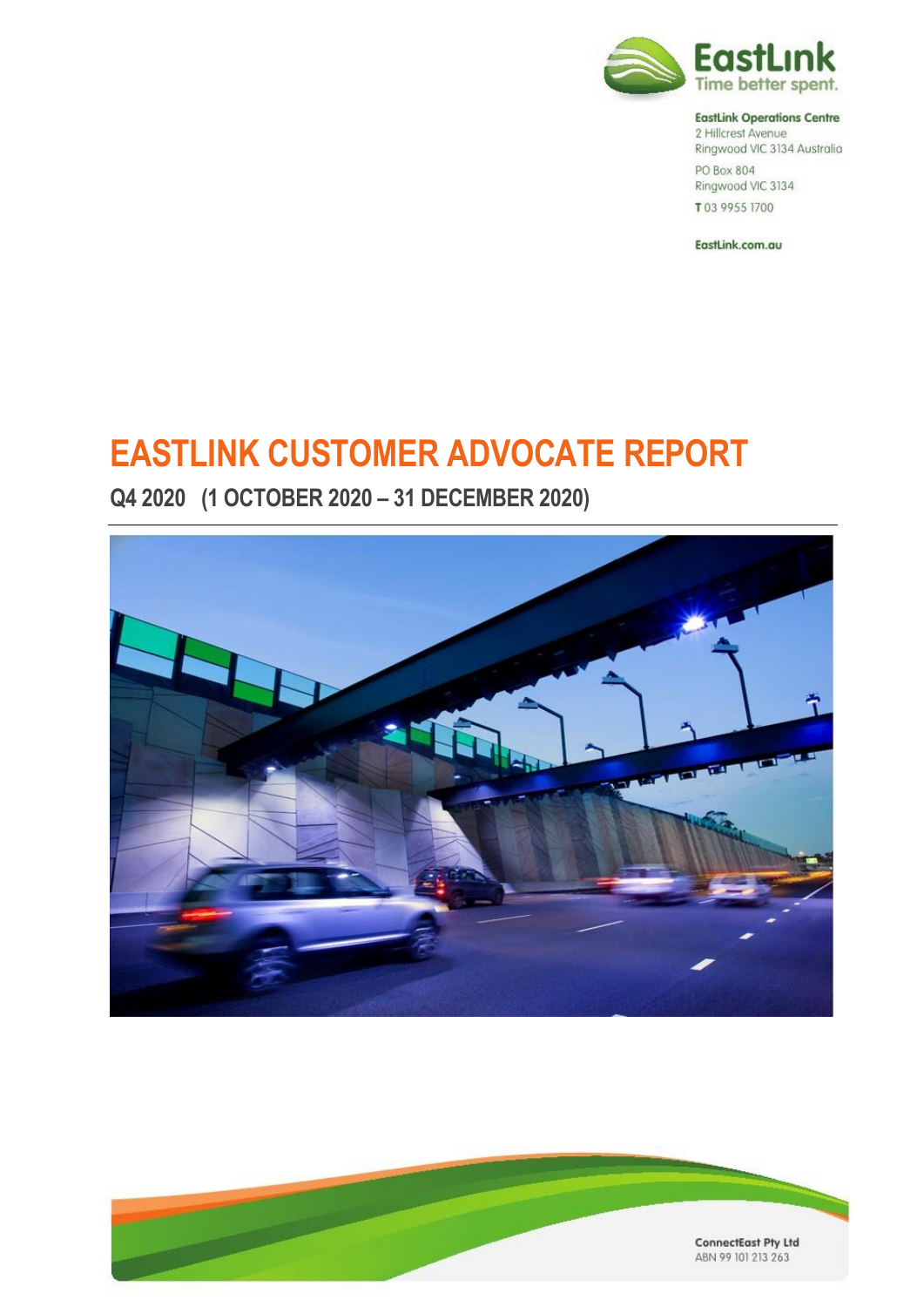EastLink
Time better spent.

**EastLink Operations Centre**
2 Hillcrest Avenue
Ringwood VIC 3134 Australia

PO Box 804
Ringwood VIC 3134

**T** 03 9955 1700

EastLink.com.au

# EASTLINK CUSTOMER ADVOCATE REPORT

## Q4 2020 (1 OCTOBER 2020 – 31 DECEMBER 2020)

**ConnectEast Pty Ltd**
ABN 99 101 213 263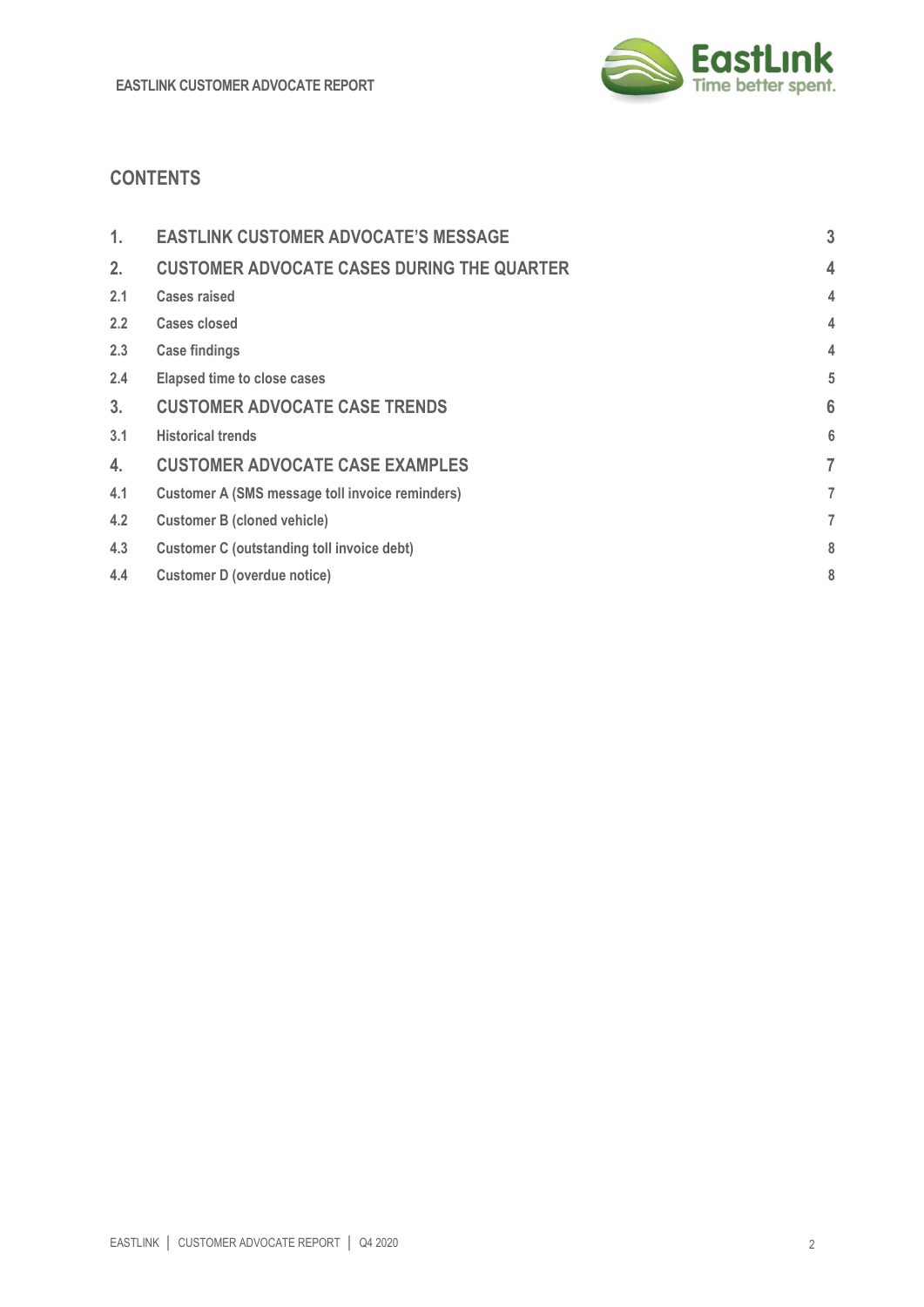## CONTENTS

| | | |
|---|---|---|
| 1. | EASTLINK CUSTOMER ADVOCATE'S MESSAGE | 3 |
| 2. | CUSTOMER ADVOCATE CASES DURING THE QUARTER | 4 |
| 2.1 | Cases raised | 4 |
| 2.2 | Cases closed | 4 |
| 2.3 | Case findings | 4 |
| 2.4 | Elapsed time to close cases | 5 |
| 3. | CUSTOMER ADVOCATE CASE TRENDS | 6 |
| 3.1 | Historical trends | 6 |
| 4. | CUSTOMER ADVOCATE CASE EXAMPLES | 7 |
| 4.1 | Customer A (SMS message toll invoice reminders) | 7 |
| 4.2 | Customer B (cloned vehicle) | 7 |
| 4.3 | Customer C (outstanding toll invoice debt) | 8 |
| 4.4 | Customer D (overdue notice) | 8 |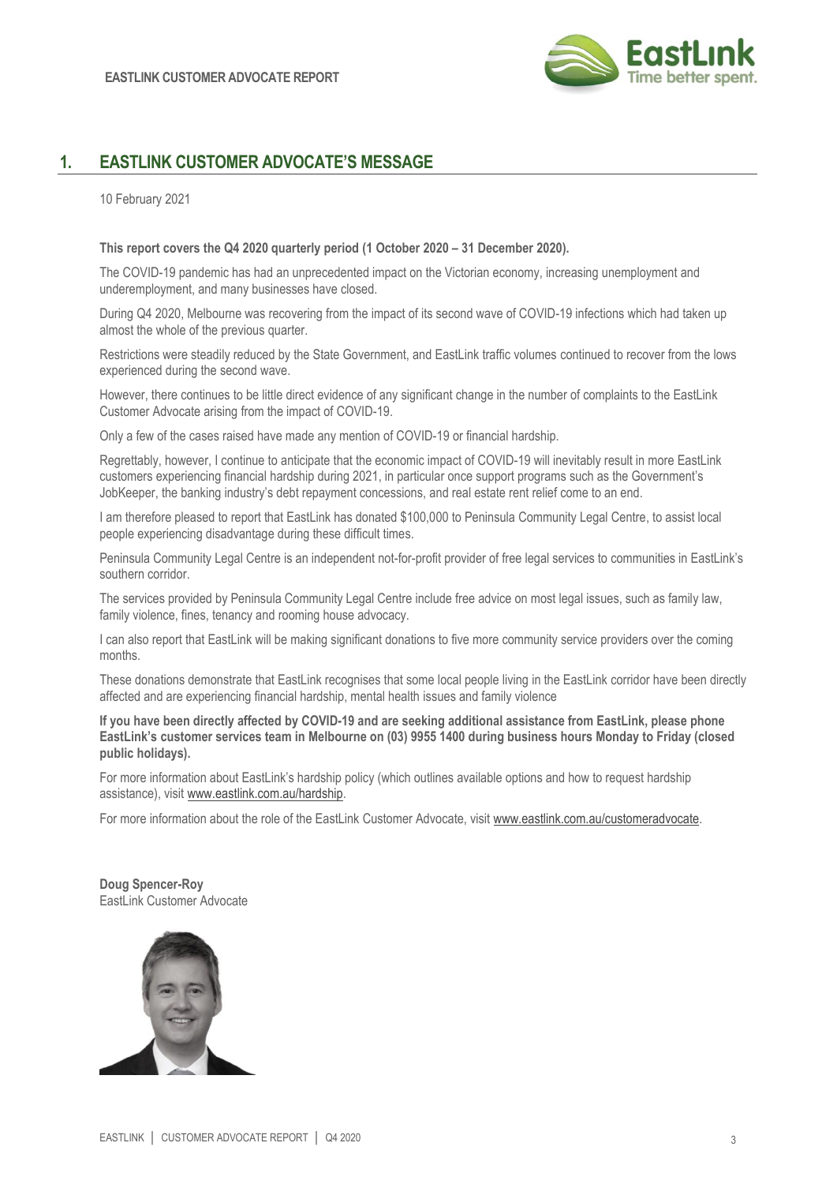## 1. EASTLINK CUSTOMER ADVOCATE'S MESSAGE

10 February 2021

**This report covers the Q4 2020 quarterly period (1 October 2020 – 31 December 2020).**

The COVID-19 pandemic has had an unprecedented impact on the Victorian economy, increasing unemployment and underemployment, and many businesses have closed.

During Q4 2020, Melbourne was recovering from the impact of its second wave of COVID-19 infections which had taken up almost the whole of the previous quarter.

Restrictions were steadily reduced by the State Government, and EastLink traffic volumes continued to recover from the lows experienced during the second wave.

However, there continues to be little direct evidence of any significant change in the number of complaints to the EastLink Customer Advocate arising from the impact of COVID-19.

Only a few of the cases raised have made any mention of COVID-19 or financial hardship.

Regrettably, however, I continue to anticipate that the economic impact of COVID-19 will inevitably result in more EastLink customers experiencing financial hardship during 2021, in particular once support programs such as the Government's JobKeeper, the banking industry's debt repayment concessions, and real estate rent relief come to an end.

I am therefore pleased to report that EastLink has donated $100,000 to Peninsula Community Legal Centre, to assist local people experiencing disadvantage during these difficult times.

Peninsula Community Legal Centre is an independent not-for-profit provider of free legal services to communities in EastLink's southern corridor.

The services provided by Peninsula Community Legal Centre include free advice on most legal issues, such as family law, family violence, fines, tenancy and rooming house advocacy.

I can also report that EastLink will be making significant donations to five more community service providers over the coming months.

These donations demonstrate that EastLink recognises that some local people living in the EastLink corridor have been directly affected and are experiencing financial hardship, mental health issues and family violence

**If you have been directly affected by COVID-19 and are seeking additional assistance from EastLink, please phone EastLink's customer services team in Melbourne on (03) 9955 1400 during business hours Monday to Friday (closed public holidays).**

For more information about EastLink's hardship policy (which outlines available options and how to request hardship assistance), visit www.eastlink.com.au/hardship.

For more information about the role of the EastLink Customer Advocate, visit www.eastlink.com.au/customeradvocate.

**Doug Spencer-Roy**
EastLink Customer Advocate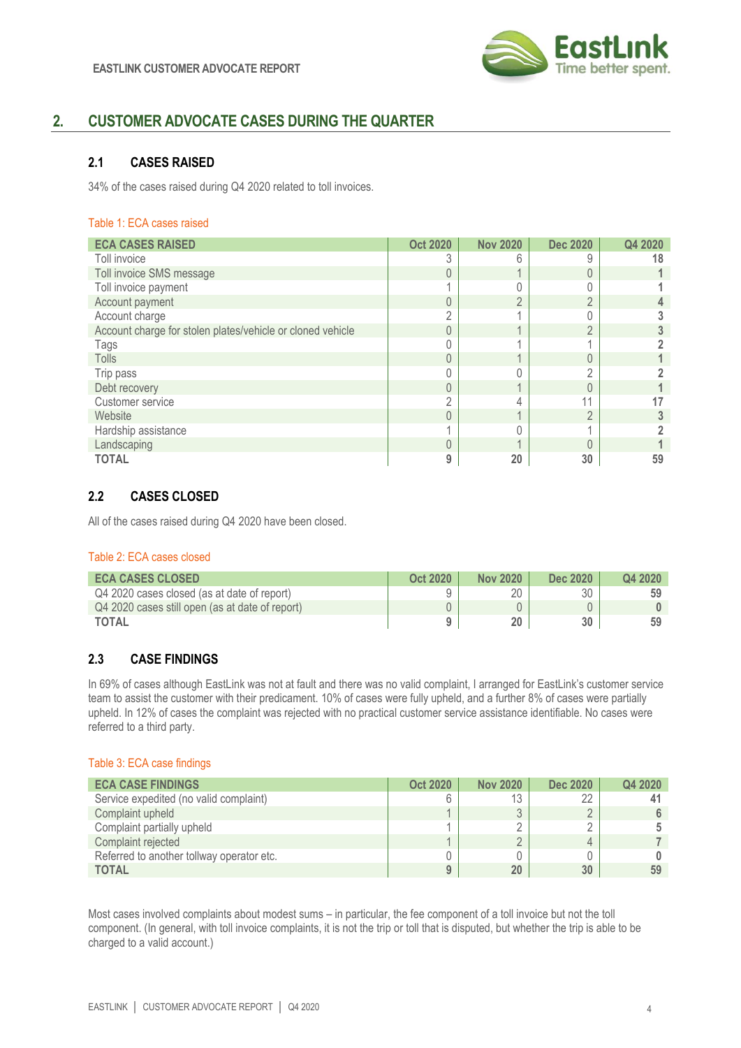## 2. CUSTOMER ADVOCATE CASES DURING THE QUARTER

### 2.1 CASES RAISED

34% of the cases raised during Q4 2020 related to toll invoices.

Table 1: ECA cases raised

| ECA CASES RAISED | Oct 2020 | Nov 2020 | Dec 2020 | Q4 2020 |
|---|---|---|---|---|
| Toll invoice | 3 | 6 | 9 | **18** |
| Toll invoice SMS message | 0 | 1 | 0 | **1** |
| Toll invoice payment | 1 | 0 | 0 | **1** |
| Account payment | 0 | 2 | 2 | **4** |
| Account charge | 2 | 1 | 0 | **3** |
| Account charge for stolen plates/vehicle or cloned vehicle | 0 | 1 | 2 | **3** |
| Tags | 0 | 1 | 1 | **2** |
| Tolls | 0 | 1 | 0 | **1** |
| Trip pass | 0 | 0 | 2 | **2** |
| Debt recovery | 0 | 1 | 0 | **1** |
| Customer service | 2 | 4 | 11 | **17** |
| Website | 0 | 1 | 2 | **3** |
| Hardship assistance | 1 | 0 | 1 | **2** |
| Landscaping | 0 | 1 | 0 | **1** |
| **TOTAL** | **9** | **20** | **30** | **59** |

### 2.2 CASES CLOSED

All of the cases raised during Q4 2020 have been closed.

Table 2: ECA cases closed

| ECA CASES CLOSED | Oct 2020 | Nov 2020 | Dec 2020 | Q4 2020 |
|---|---|---|---|---|
| Q4 2020 cases closed (as at date of report) | 9 | 20 | 30 | **59** |
| Q4 2020 cases still open (as at date of report) | 0 | 0 | 0 | **0** |
| **TOTAL** | **9** | **20** | **30** | **59** |

### 2.3 CASE FINDINGS

In 69% of cases although EastLink was not at fault and there was no valid complaint, I arranged for EastLink's customer service team to assist the customer with their predicament. 10% of cases were fully upheld, and a further 8% of cases were partially upheld. In 12% of cases the complaint was rejected with no practical customer service assistance identifiable. No cases were referred to a third party.

Table 3: ECA case findings

| ECA CASE FINDINGS | Oct 2020 | Nov 2020 | Dec 2020 | Q4 2020 |
|---|---|---|---|---|
| Service expedited (no valid complaint) | 6 | 13 | 22 | **41** |
| Complaint upheld | 1 | 3 | 2 | **6** |
| Complaint partially upheld | 1 | 2 | 2 | **5** |
| Complaint rejected | 1 | 2 | 4 | **7** |
| Referred to another tollway operator etc. | 0 | 0 | 0 | **0** |
| **TOTAL** | **9** | **20** | **30** | **59** |

Most cases involved complaints about modest sums – in particular, the fee component of a toll invoice but not the toll component. (In general, with toll invoice complaints, it is not the trip or toll that is disputed, but whether the trip is able to be charged to a valid account.)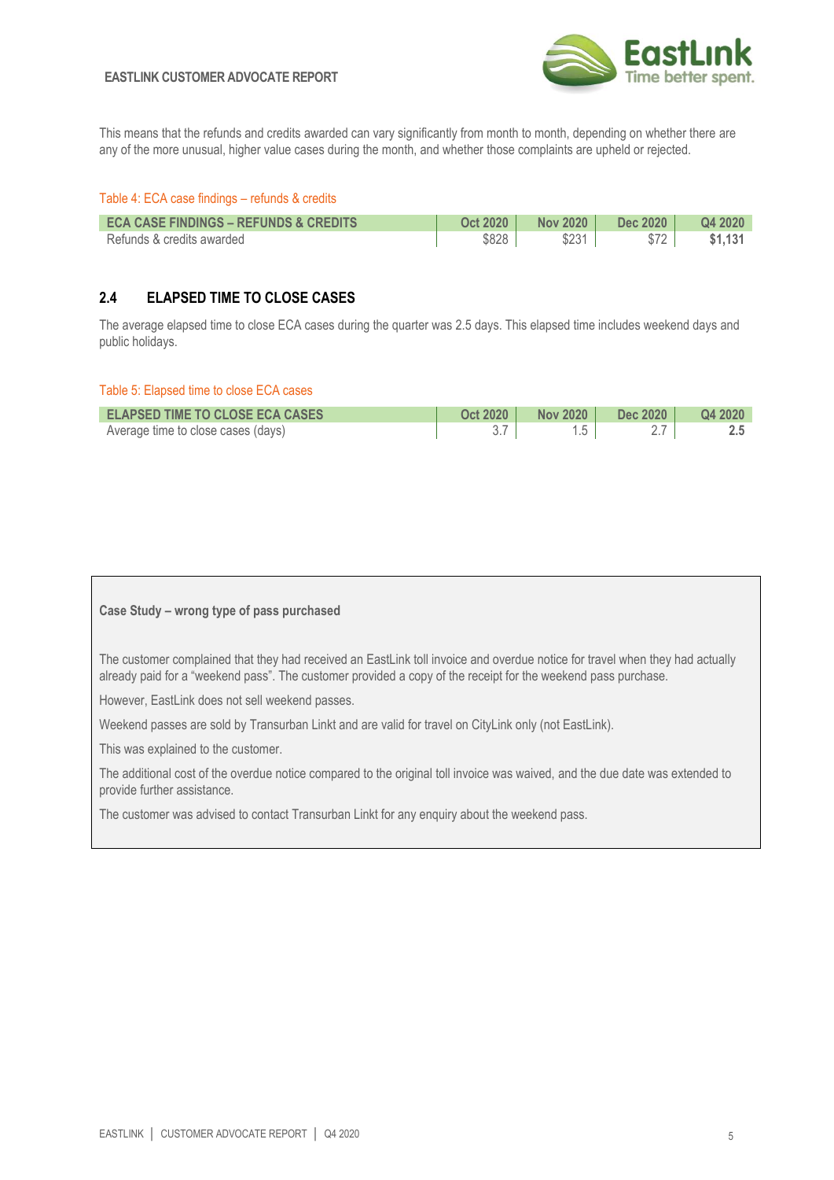This means that the refunds and credits awarded can vary significantly from month to month, depending on whether there are any of the more unusual, higher value cases during the month, and whether those complaints are upheld or rejected.

Table 4: ECA case findings – refunds & credits

| ECA CASE FINDINGS – REFUNDS & CREDITS | Oct 2020 | Nov 2020 | Dec 2020 | Q4 2020 |
|---|---|---|---|---|
| Refunds & credits awarded | $828 | $231 | $72 | **$1,131** |

## 2.4 ELAPSED TIME TO CLOSE CASES

The average elapsed time to close ECA cases during the quarter was 2.5 days. This elapsed time includes weekend days and public holidays.

Table 5: Elapsed time to close ECA cases

| ELAPSED TIME TO CLOSE ECA CASES | Oct 2020 | Nov 2020 | Dec 2020 | Q4 2020 |
|---|---|---|---|---|
| Average time to close cases (days) | 3.7 | 1.5 | 2.7 | **2.5** |

**Case Study – wrong type of pass purchased**

The customer complained that they had received an EastLink toll invoice and overdue notice for travel when they had actually already paid for a “weekend pass”. The customer provided a copy of the receipt for the weekend pass purchase.

However, EastLink does not sell weekend passes.

Weekend passes are sold by Transurban Linkt and are valid for travel on CityLink only (not EastLink).

This was explained to the customer.

The additional cost of the overdue notice compared to the original toll invoice was waived, and the due date was extended to provide further assistance.

The customer was advised to contact Transurban Linkt for any enquiry about the weekend pass.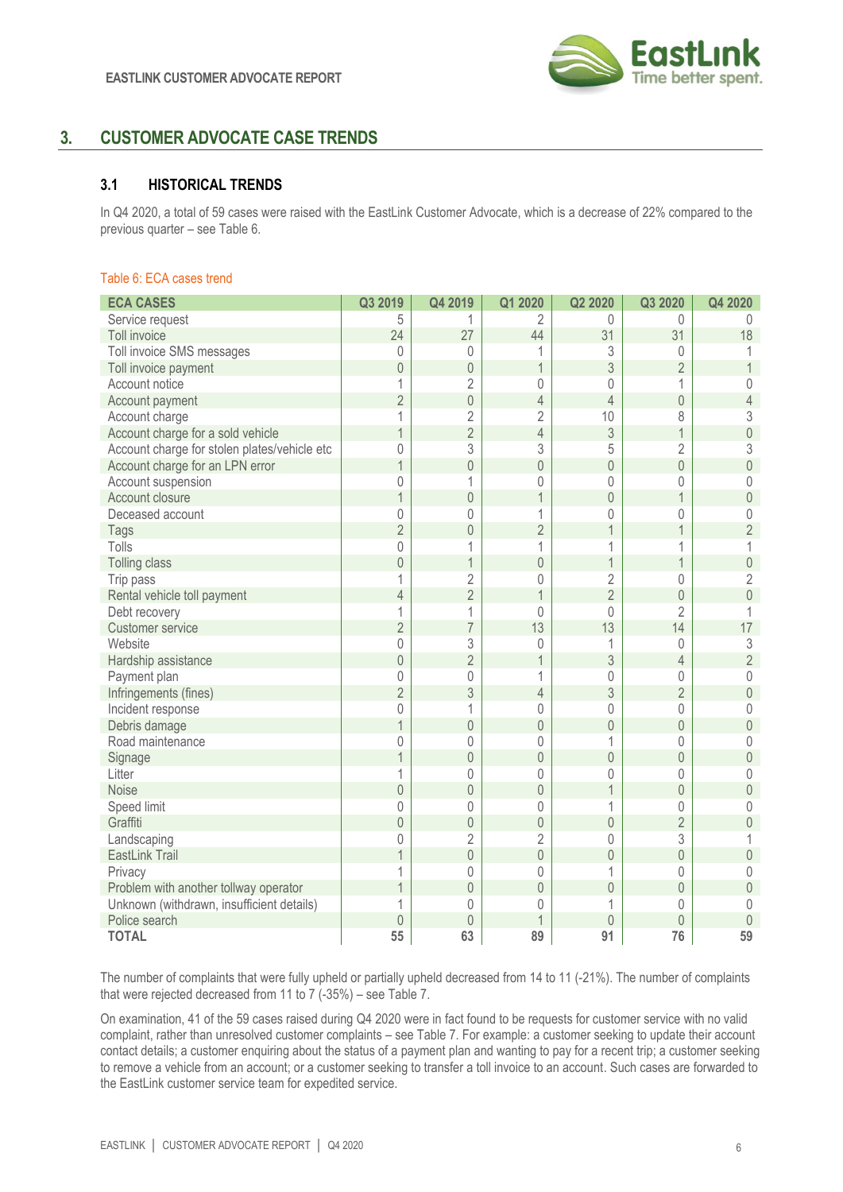## 3. CUSTOMER ADVOCATE CASE TRENDS

### 3.1 HISTORICAL TRENDS

In Q4 2020, a total of 59 cases were raised with the EastLink Customer Advocate, which is a decrease of 22% compared to the previous quarter – see Table 6.

Table 6: ECA cases trend

| ECA CASES | Q3 2019 | Q4 2019 | Q1 2020 | Q2 2020 | Q3 2020 | Q4 2020 |
|---|---|---|---|---|---|---|
| Service request | 5 | 1 | 2 | 0 | 0 | 0 |
| Toll invoice | 24 | 27 | 44 | 31 | 31 | 18 |
| Toll invoice SMS messages | 0 | 0 | 1 | 3 | 0 | 1 |
| Toll invoice payment | 0 | 0 | 1 | 3 | 2 | 1 |
| Account notice | 1 | 2 | 0 | 0 | 1 | 0 |
| Account payment | 2 | 0 | 4 | 4 | 0 | 4 |
| Account charge | 1 | 2 | 2 | 10 | 8 | 3 |
| Account charge for a sold vehicle | 1 | 2 | 4 | 3 | 1 | 0 |
| Account charge for stolen plates/vehicle etc | 0 | 3 | 3 | 5 | 2 | 3 |
| Account charge for an LPN error | 1 | 0 | 0 | 0 | 0 | 0 |
| Account suspension | 0 | 1 | 0 | 0 | 0 | 0 |
| Account closure | 1 | 0 | 1 | 0 | 1 | 0 |
| Deceased account | 0 | 0 | 1 | 0 | 0 | 0 |
| Tags | 2 | 0 | 2 | 1 | 1 | 2 |
| Tolls | 0 | 1 | 1 | 1 | 1 | 1 |
| Tolling class | 0 | 1 | 0 | 1 | 1 | 0 |
| Trip pass | 1 | 2 | 0 | 2 | 0 | 2 |
| Rental vehicle toll payment | 4 | 2 | 1 | 2 | 0 | 0 |
| Debt recovery | 1 | 1 | 0 | 0 | 2 | 1 |
| Customer service | 2 | 7 | 13 | 13 | 14 | 17 |
| Website | 0 | 3 | 0 | 1 | 0 | 3 |
| Hardship assistance | 0 | 2 | 1 | 3 | 4 | 2 |
| Payment plan | 0 | 0 | 1 | 0 | 0 | 0 |
| Infringements (fines) | 2 | 3 | 4 | 3 | 2 | 0 |
| Incident response | 0 | 1 | 0 | 0 | 0 | 0 |
| Debris damage | 1 | 0 | 0 | 0 | 0 | 0 |
| Road maintenance | 0 | 0 | 0 | 1 | 0 | 0 |
| Signage | 1 | 0 | 0 | 0 | 0 | 0 |
| Litter | 1 | 0 | 0 | 0 | 0 | 0 |
| Noise | 0 | 0 | 0 | 1 | 0 | 0 |
| Speed limit | 0 | 0 | 0 | 1 | 0 | 0 |
| Graffiti | 0 | 0 | 0 | 0 | 2 | 0 |
| Landscaping | 0 | 2 | 2 | 0 | 3 | 1 |
| EastLink Trail | 1 | 0 | 0 | 0 | 0 | 0 |
| Privacy | 1 | 0 | 0 | 1 | 0 | 0 |
| Problem with another tollway operator | 1 | 0 | 0 | 0 | 0 | 0 |
| Unknown (withdrawn, insufficient details) | 1 | 0 | 0 | 1 | 0 | 0 |
| Police search | 0 | 0 | 1 | 0 | 0 | 0 |
| **TOTAL** | **55** | **63** | **89** | **91** | **76** | **59** |

The number of complaints that were fully upheld or partially upheld decreased from 14 to 11 (-21%). The number of complaints that were rejected decreased from 11 to 7 (-35%) – see Table 7.

On examination, 41 of the 59 cases raised during Q4 2020 were in fact found to be requests for customer service with no valid complaint, rather than unresolved customer complaints – see Table 7. For example: a customer seeking to update their account contact details; a customer enquiring about the status of a payment plan and wanting to pay for a recent trip; a customer seeking to remove a vehicle from an account; or a customer seeking to transfer a toll invoice to an account. Such cases are forwarded to the EastLink customer service team for expedited service.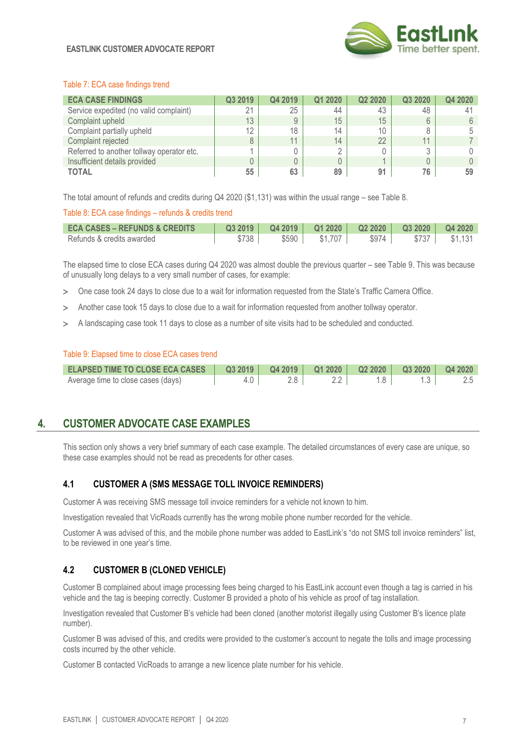Table 7: ECA case findings trend

| ECA CASE FINDINGS | Q3 2019 | Q4 2019 | Q1 2020 | Q2 2020 | Q3 2020 | Q4 2020 |
|---|---|---|---|---|---|---|
| Service expedited (no valid complaint) | 21 | 25 | 44 | 43 | 48 | 41 |
| Complaint upheld | 13 | 9 | 15 | 15 | 6 | 6 |
| Complaint partially upheld | 12 | 18 | 14 | 10 | 8 | 5 |
| Complaint rejected | 8 | 11 | 14 | 22 | 11 | 7 |
| Referred to another tollway operator etc. | 1 | 0 | 2 | 0 | 3 | 0 |
| Insufficient details provided | 0 | 0 | 0 | 1 | 0 | 0 |
| **TOTAL** | **55** | **63** | **89** | **91** | **76** | **59** |

The total amount of refunds and credits during Q4 2020 ($1,131) was within the usual range – see Table 8.

Table 8: ECA case findings – refunds & credits trend

| ECA CASES – REFUNDS & CREDITS | Q3 2019 | Q4 2019 | Q1 2020 | Q2 2020 | Q3 2020 | Q4 2020 |
|---|---|---|---|---|---|---|
| Refunds & credits awarded | $738 | $590 | $1,707 | $974 | $737 | $1,131 |

The elapsed time to close ECA cases during Q4 2020 was almost double the previous quarter – see Table 9. This was because of unusually long delays to a very small number of cases, for example:

- One case took 24 days to close due to a wait for information requested from the State's Traffic Camera Office.
- Another case took 15 days to close due to a wait for information requested from another tollway operator.
- A landscaping case took 11 days to close as a number of site visits had to be scheduled and conducted.

Table 9: Elapsed time to close ECA cases trend

| ELAPSED TIME TO CLOSE ECA CASES | Q3 2019 | Q4 2019 | Q1 2020 | Q2 2020 | Q3 2020 | Q4 2020 |
|---|---|---|---|---|---|---|
| Average time to close cases (days) | 4.0 | 2.8 | 2.2 | 1.8 | 1.3 | 2.5 |

## 4. CUSTOMER ADVOCATE CASE EXAMPLES

This section only shows a very brief summary of each case example. The detailed circumstances of every case are unique, so these case examples should not be read as precedents for other cases.

### 4.1 CUSTOMER A (SMS MESSAGE TOLL INVOICE REMINDERS)

Customer A was receiving SMS message toll invoice reminders for a vehicle not known to him.

Investigation revealed that VicRoads currently has the wrong mobile phone number recorded for the vehicle.

Customer A was advised of this, and the mobile phone number was added to EastLink's "do not SMS toll invoice reminders" list, to be reviewed in one year's time.

### 4.2 CUSTOMER B (CLONED VEHICLE)

Customer B complained about image processing fees being charged to his EastLink account even though a tag is carried in his vehicle and the tag is beeping correctly. Customer B provided a photo of his vehicle as proof of tag installation.

Investigation revealed that Customer B's vehicle had been cloned (another motorist illegally using Customer B's licence plate number).

Customer B was advised of this, and credits were provided to the customer's account to negate the tolls and image processing costs incurred by the other vehicle.

Customer B contacted VicRoads to arrange a new licence plate number for his vehicle.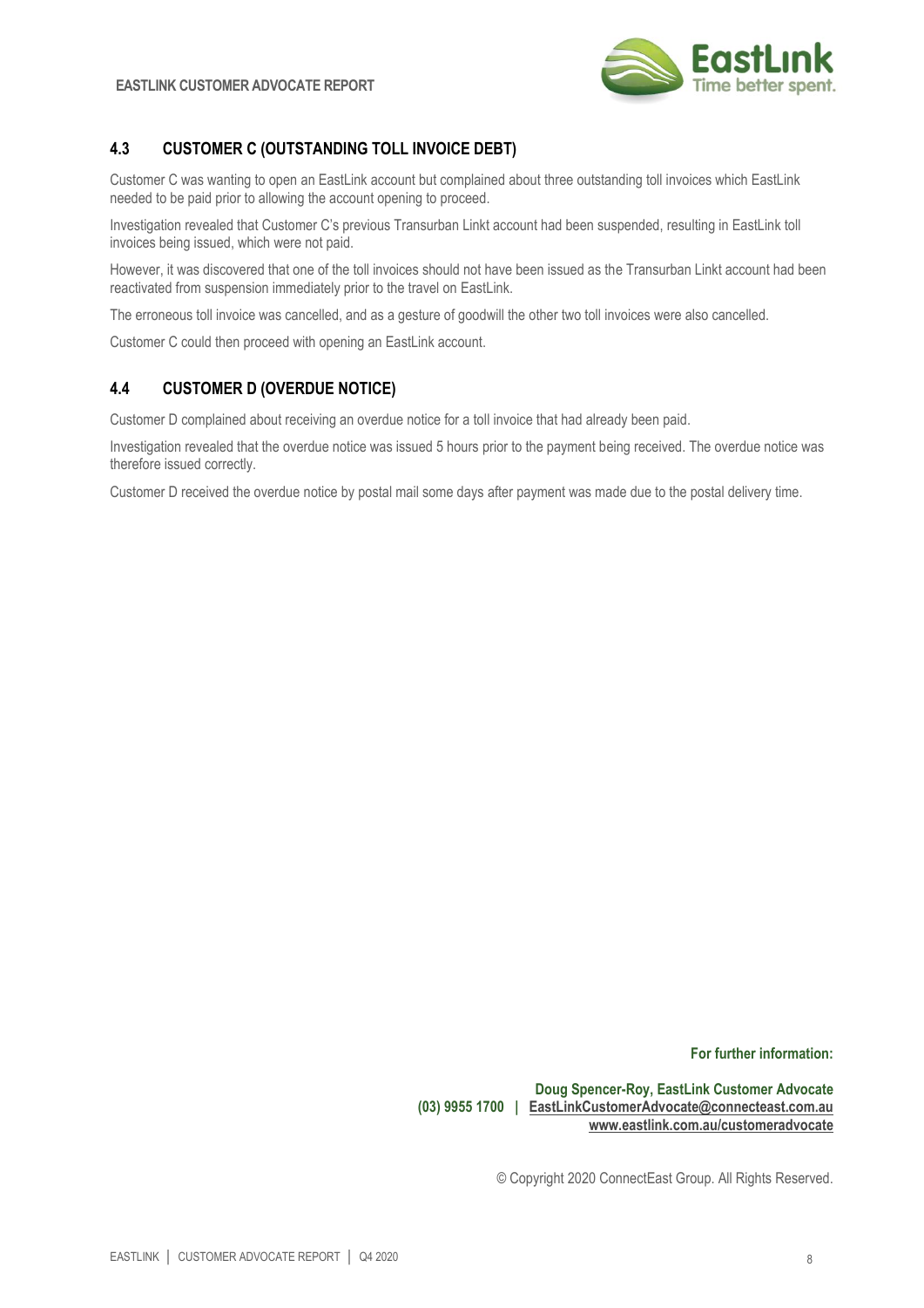## 4.3 CUSTOMER C (OUTSTANDING TOLL INVOICE DEBT)

Customer C was wanting to open an EastLink account but complained about three outstanding toll invoices which EastLink needed to be paid prior to allowing the account opening to proceed.

Investigation revealed that Customer C's previous Transurban Linkt account had been suspended, resulting in EastLink toll invoices being issued, which were not paid.

However, it was discovered that one of the toll invoices should not have been issued as the Transurban Linkt account had been reactivated from suspension immediately prior to the travel on EastLink.

The erroneous toll invoice was cancelled, and as a gesture of goodwill the other two toll invoices were also cancelled.

Customer C could then proceed with opening an EastLink account.

## 4.4 CUSTOMER D (OVERDUE NOTICE)

Customer D complained about receiving an overdue notice for a toll invoice that had already been paid.

Investigation revealed that the overdue notice was issued 5 hours prior to the payment being received. The overdue notice was therefore issued correctly.

Customer D received the overdue notice by postal mail some days after payment was made due to the postal delivery time.

**For further information:**

**Doug Spencer-Roy, EastLink Customer Advocate**
**(03) 9955 1700 | EastLinkCustomerAdvocate@connecteast.com.au**
**www.eastlink.com.au/customeradvocate**

© Copyright 2020 ConnectEast Group. All Rights Reserved.